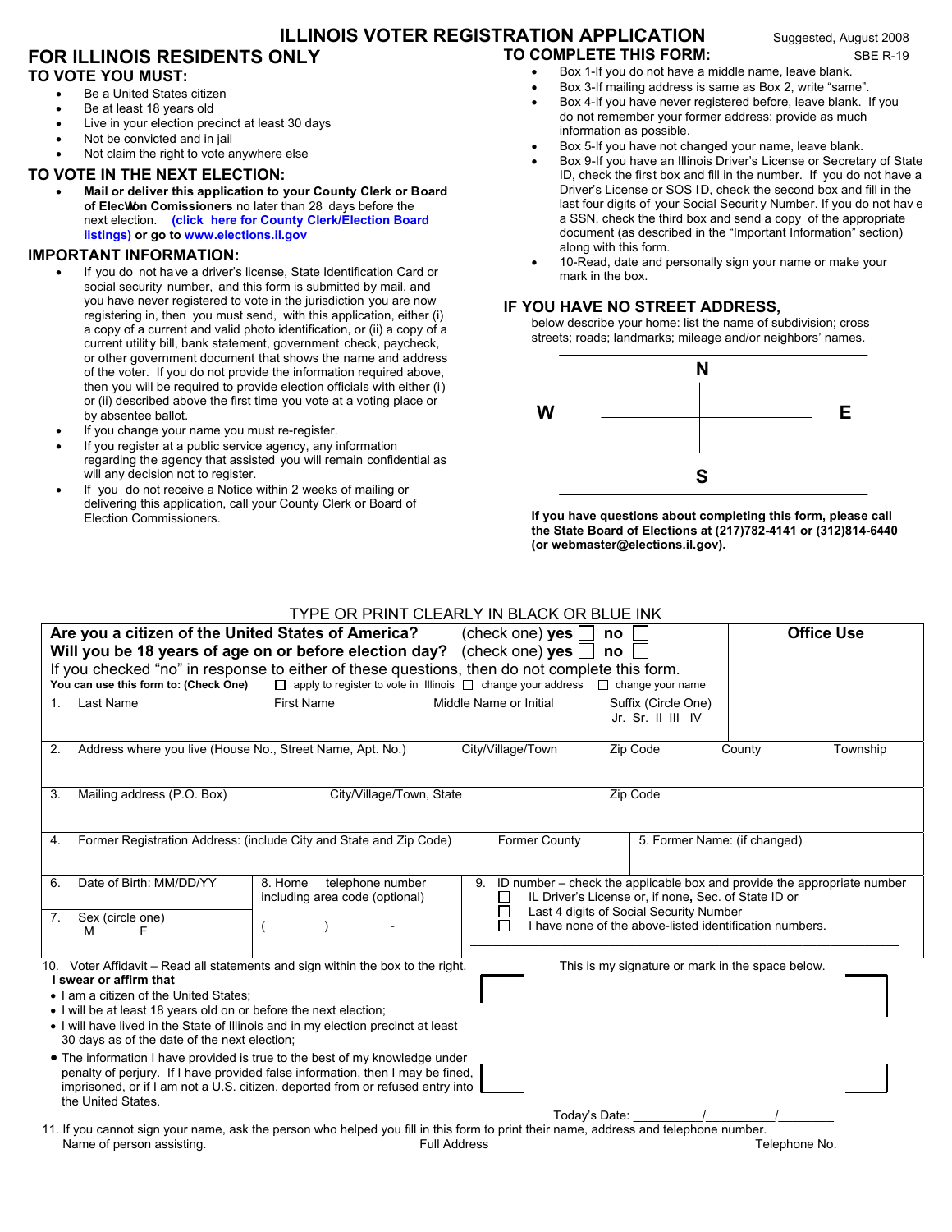# ILLINOIS VOTER REGISTRATION APPLICATION

Suggested, August 2008

SBE R-19

## FOR ILLINOIS RESIDENTS ONLY

### TO VOTE YOU MUST:

- Be a United States citizen
- Be at least 18 years old
- Live in your election precinct at least 30 days
- Not be convicted and in jail
- Not claim the right to vote anywhere else

### TO VOTE IN THE NEXT ELECTION:

- **Mail or deliver this application to your County Clerk or Board of Election Comissioners** no later than 28 days before the next election. **(click here for County Clerk/Election Board listings) or go to www.elections.il.gov**

### IMPORTANT INFORMATION:

- If you do not have a driver's license, State Identification Card or social security number, and this form is submitted by mail, and you have never registered to vote in the jurisdiction you are now registering in, then you must send, with this application, either (i) a copy of a current and valid photo identification, or (ii) a copy of a current utility bill, bank statement, government check, paycheck, or other government document that shows the name and address of the voter. If you do not provide the information required above, then you will be required to provide election officials with either (i) or (ii) described above the first time you vote at a voting place or by absentee ballot.
- If you change your name you must re-register.
- If you register at a public service agency, any information regarding the agency that assisted you will remain confidential as will any decision not to register.
- If you do not receive a Notice within 2 weeks of mailing or delivering this application, call your County Clerk or Board of Election Commissioners.

### TO COMPLETE THIS FORM:

- Box 1-If you do not have a middle name, leave blank.
- Box 3-If mailing address is same as Box 2, write "same".
- Box 4-If you have never registered before, leave blank. If you do not remember your former address; provide as much information as possible.
- Box 5-If you have not changed your name, leave blank.
- Box 9-If you have an Illinois Driver's License or Secretary of State ID, check the first box and fill in the number. If you do not have a Driver's License or SOS ID, check the second box and fill in the last four digits of your Social Security Number. If you do not have a SSN, check the third box and send a copy of the appropriate document (as described in the "Important Information" section) along with this form.
- 10-Read, date and personally sign your name or make your mark in the box.

### IF YOU HAVE NO STREET ADDRESS,

below describe your home: list the name of subdivision; cross streets; roads; landmarks; mileage and/or neighbors' names.

N

W E

S

**If you have questions about completing this form, please call the State Board of Elections at (217)782-4141 or (312)814-6440 (or webmaster@elections.il.gov).**

TYPE OR PRINT CLEARLY IN BLACK OR BLUE INK

**Are you a citizen of the United States of America?** (check one) **yes** ☐ **no** ☐

**Will you be 18 years of age on or before election day?** (check one) **yes** ☐ **no** ☐

If you checked "no" in response to either of these questions, then do not complete this form.

**Office Use**

**You can use this form to: (Check One)** ☐ apply to register to vote in Illinois ☐ change your address ☐ change your name

| 1. Last Name | First Name | Middle Name or Initial | Suffix (Circle One) Jr. Sr. II III IV | |
|---|---|---|---|---|
| 2. Address where you live (House No., Street Name, Apt. No.) | City/Village/Town | Zip Code | County | Township |
| 3. Mailing address (P.O. Box) | City/Village/Town, State | Zip Code | | |
| 4. Former Registration Address: (include City and State and Zip Code) | Former County | 5. Former Name: (if changed) | | |
| 6. Date of Birth: MM/DD/YY | 8. Home telephone number including area code (optional) ( ) - | 9. ID number – check the applicable box and provide the appropriate number ☐ IL Driver's License or, if none, Sec. of State ID or ☐ Last 4 digits of Social Security Number ☐ I have none of the above-listed identification numbers. | | |
| 7. Sex (circle one) M F | | | | |

10. Voter Affidavit – Read all statements and sign within the box to the right.

**I swear or affirm that**

- I am a citizen of the United States;
- I will be at least 18 years old on or before the next election;
- I will have lived in the State of Illinois and in my election precinct at least 30 days as of the date of the next election;
- The information I have provided is true to the best of my knowledge under penalty of perjury. If I have provided false information, then I may be fined, imprisoned, or if I am not a U.S. citizen, deported from or refused entry into the United States.

This is my signature or mark in the space below.

Today's Date: ________/________/________

11. If you cannot sign your name, ask the person who helped you fill in this form to print their name, address and telephone number.

Name of person assisting. Full Address Telephone No.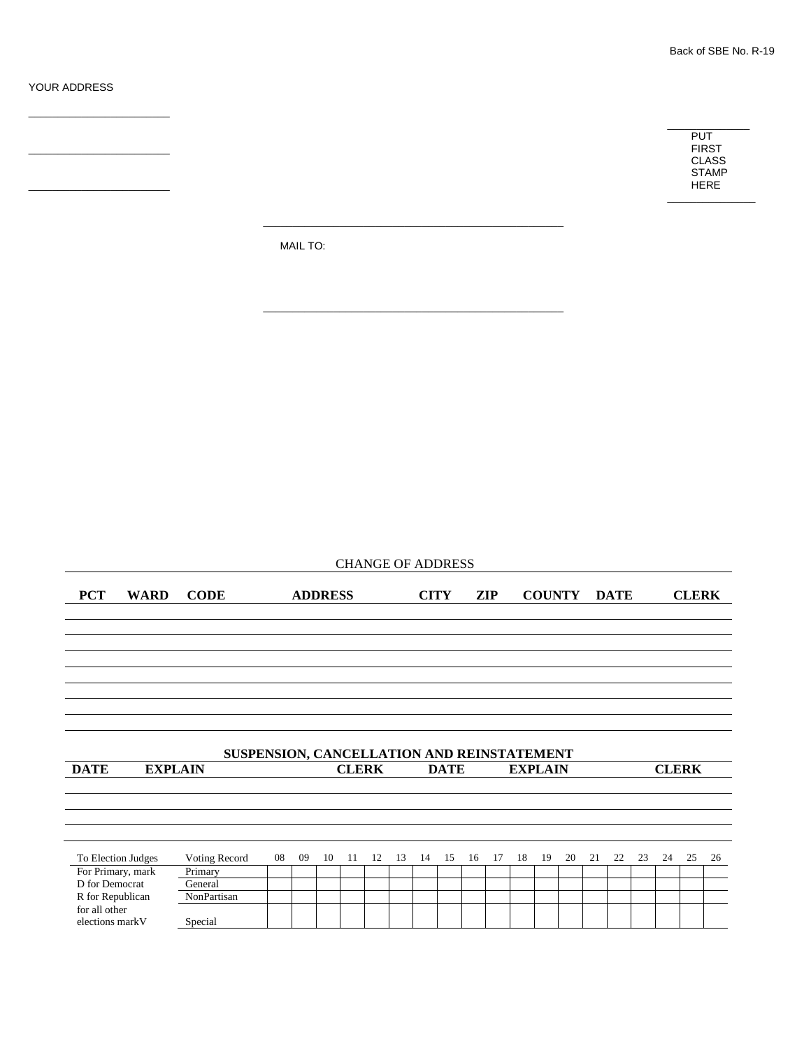Back of SBE No. R-19

YOUR ADDRESS

\_\_\_\_\_\_\_\_\_\_\_\_\_\_\_\_\_\_\_\_\_\_\_\_

\_\_\_\_\_\_\_\_\_\_\_\_\_\_\_\_\_\_\_\_\_\_\_\_

\_\_\_\_\_\_\_\_\_\_\_\_\_\_\_\_\_\_\_\_\_\_\_\_

PUT
FIRST
CLASS
STAMP
HERE

MAIL TO:

CHANGE OF ADDRESS

| PCT | WARD | CODE | ADDRESS | CITY | ZIP | COUNTY | DATE | CLERK |
|---|---|---|---|---|---|---|---|---|
| | | | | | | | | |
| | | | | | | | | |
| | | | | | | | | |
| | | | | | | | | |
| | | | | | | | | |
| | | | | | | | | |
| | | | | | | | | |

## SUSPENSION, CANCELLATION AND REINSTATEMENT

| DATE | EXPLAIN | CLERK | DATE | EXPLAIN | CLERK |
|---|---|---|---|---|---|
| | | | | | |
| | | | | | |
| | | | | | |
| | | | | | |

| To Election Judges | Voting Record | 08 | 09 | 10 | 11 | 12 | 13 | 14 | 15 | 16 | 17 | 18 | 19 | 20 | 21 | 22 | 23 | 24 | 25 | 26 |
|---|---|---|---|---|---|---|---|---|---|---|---|---|---|---|---|---|---|---|---|---|
| For Primary, mark | Primary | | | | | | | | | | | | | | | | | | | |
| D for Democrat | General | | | | | | | | | | | | | | | | | | | |
| R for Republican | NonPartisan | | | | | | | | | | | | | | | | | | | |
| for all other elections markV | Special | | | | | | | | | | | | | | | | | | | |